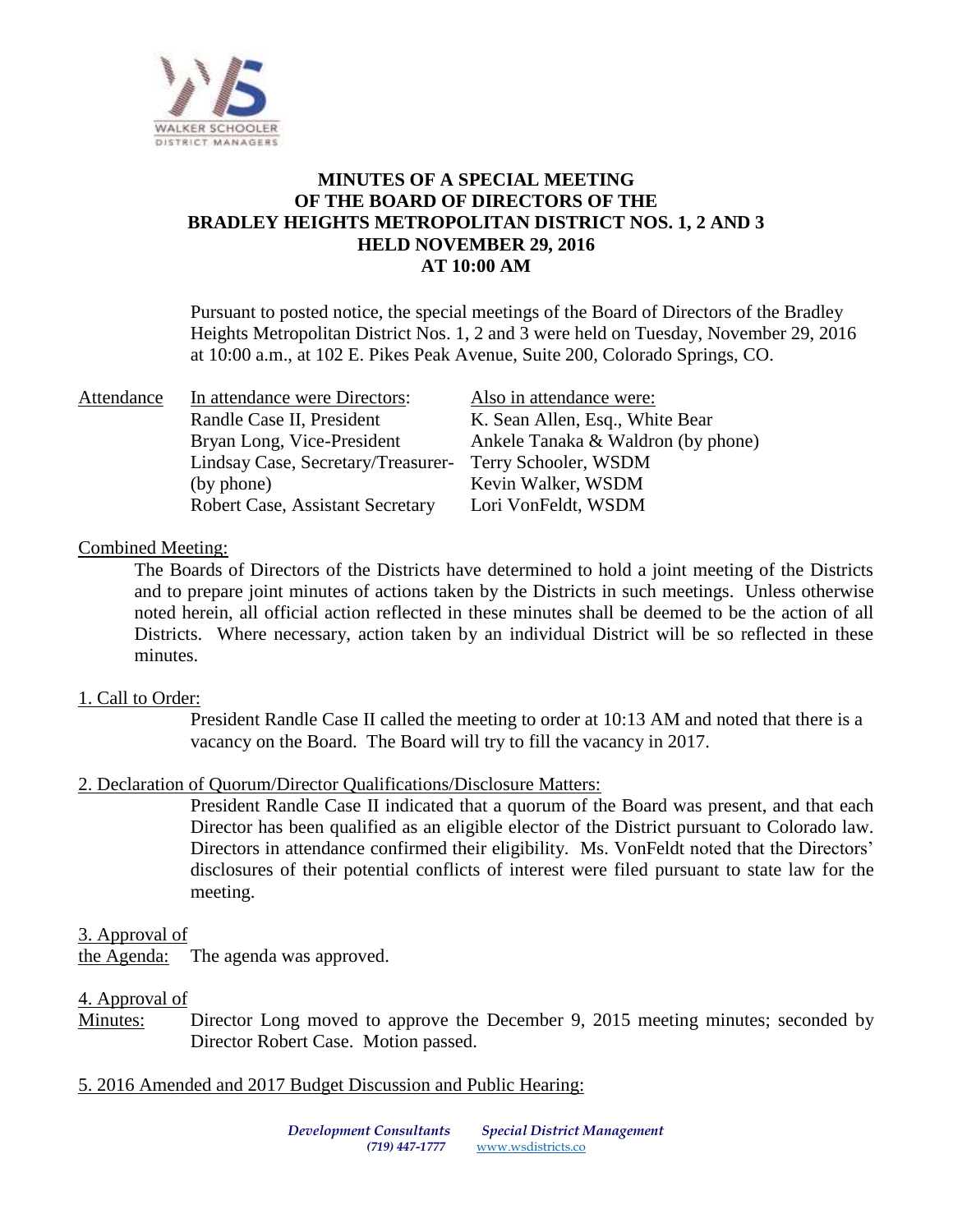**MINUTES OF A SPECIAL MEETING OF THE BOARD OF DIRECTORS OF THE BRADLEY HEIGHTS METROPOLITAN DISTRICT NOS. 1, 2 AND 3 HELD NOVEMBER 29, 2016 AT 10:00 AM**

Pursuant to posted notice, the special meetings of the Board of Directors of the Bradley Heights Metropolitan District Nos. 1, 2 and 3 were held on Tuesday, November 29, 2016 at 10:00 a.m., at 102 E. Pikes Peak Avenue, Suite 200, Colorado Springs, CO.

Attendance

In attendance were Directors:
Randle Case II, President
Bryan Long, Vice-President
Lindsay Case, Secretary/Treasurer- (by phone)
Robert Case, Assistant Secretary

Also in attendance were:
K. Sean Allen, Esq., White Bear Ankele Tanaka & Waldron (by phone)
Terry Schooler, WSDM
Kevin Walker, WSDM
Lori VonFeldt, WSDM

Combined Meeting:

The Boards of Directors of the Districts have determined to hold a joint meeting of the Districts and to prepare joint minutes of actions taken by the Districts in such meetings. Unless otherwise noted herein, all official action reflected in these minutes shall be deemed to be the action of all Districts. Where necessary, action taken by an individual District will be so reflected in these minutes.

1. Call to Order:

President Randle Case II called the meeting to order at 10:13 AM and noted that there is a vacancy on the Board. The Board will try to fill the vacancy in 2017.

2. Declaration of Quorum/Director Qualifications/Disclosure Matters:

President Randle Case II indicated that a quorum of the Board was present, and that each Director has been qualified as an eligible elector of the District pursuant to Colorado law. Directors in attendance confirmed their eligibility. Ms. VonFeldt noted that the Directors' disclosures of their potential conflicts of interest were filed pursuant to state law for the meeting.

3. Approval of the Agenda: The agenda was approved.

4. Approval of Minutes: Director Long moved to approve the December 9, 2015 meeting minutes; seconded by Director Robert Case. Motion passed.

5. 2016 Amended and 2017 Budget Discussion and Public Hearing: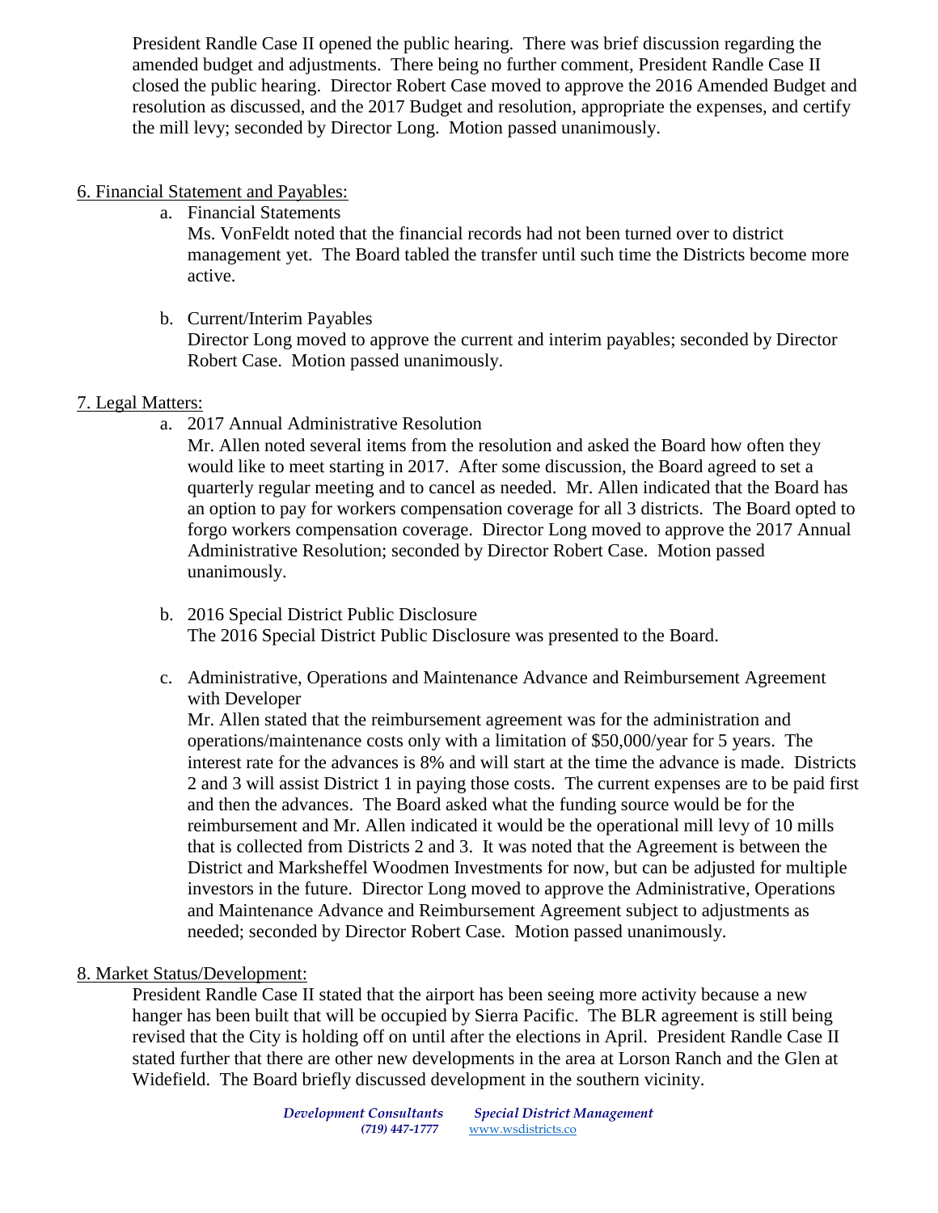President Randle Case II opened the public hearing. There was brief discussion regarding the amended budget and adjustments. There being no further comment, President Randle Case II closed the public hearing. Director Robert Case moved to approve the 2016 Amended Budget and resolution as discussed, and the 2017 Budget and resolution, appropriate the expenses, and certify the mill levy; seconded by Director Long. Motion passed unanimously.

6. Financial Statement and Payables:

a. Financial Statements
   Ms. VonFeldt noted that the financial records had not been turned over to district management yet. The Board tabled the transfer until such time the Districts become more active.

b. Current/Interim Payables
   Director Long moved to approve the current and interim payables; seconded by Director Robert Case. Motion passed unanimously.

7. Legal Matters:

a. 2017 Annual Administrative Resolution
   Mr. Allen noted several items from the resolution and asked the Board how often they would like to meet starting in 2017. After some discussion, the Board agreed to set a quarterly regular meeting and to cancel as needed. Mr. Allen indicated that the Board has an option to pay for workers compensation coverage for all 3 districts. The Board opted to forgo workers compensation coverage. Director Long moved to approve the 2017 Annual Administrative Resolution; seconded by Director Robert Case. Motion passed unanimously.

b. 2016 Special District Public Disclosure
   The 2016 Special District Public Disclosure was presented to the Board.

c. Administrative, Operations and Maintenance Advance and Reimbursement Agreement with Developer
   Mr. Allen stated that the reimbursement agreement was for the administration and operations/maintenance costs only with a limitation of $50,000/year for 5 years. The interest rate for the advances is 8% and will start at the time the advance is made. Districts 2 and 3 will assist District 1 in paying those costs. The current expenses are to be paid first and then the advances. The Board asked what the funding source would be for the reimbursement and Mr. Allen indicated it would be the operational mill levy of 10 mills that is collected from Districts 2 and 3. It was noted that the Agreement is between the District and Marksheffel Woodmen Investments for now, but can be adjusted for multiple investors in the future. Director Long moved to approve the Administrative, Operations and Maintenance Advance and Reimbursement Agreement subject to adjustments as needed; seconded by Director Robert Case. Motion passed unanimously.

8. Market Status/Development:

President Randle Case II stated that the airport has been seeing more activity because a new hanger has been built that will be occupied by Sierra Pacific. The BLR agreement is still being revised that the City is holding off on until after the elections in April. President Randle Case II stated further that there are other new developments in the area at Lorson Ranch and the Glen at Widefield. The Board briefly discussed development in the southern vicinity.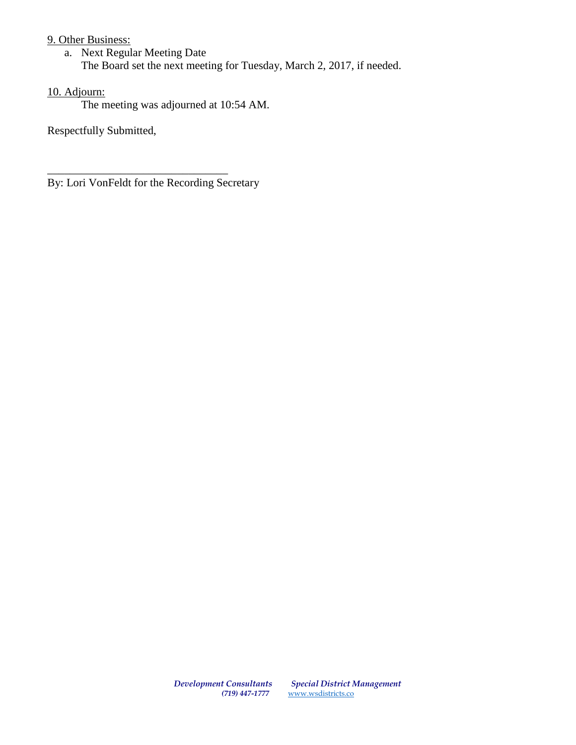9. Other Business:

a. Next Regular Meeting Date

The Board set the next meeting for Tuesday, March 2, 2017, if needed.

10. Adjourn:

The meeting was adjourned at 10:54 AM.

Respectfully Submitted,

________________________________

By: Lori VonFeldt for the Recording Secretary

*Development Consultants* *Special District Management*
*(719) 447-1777* www.wsdistricts.co